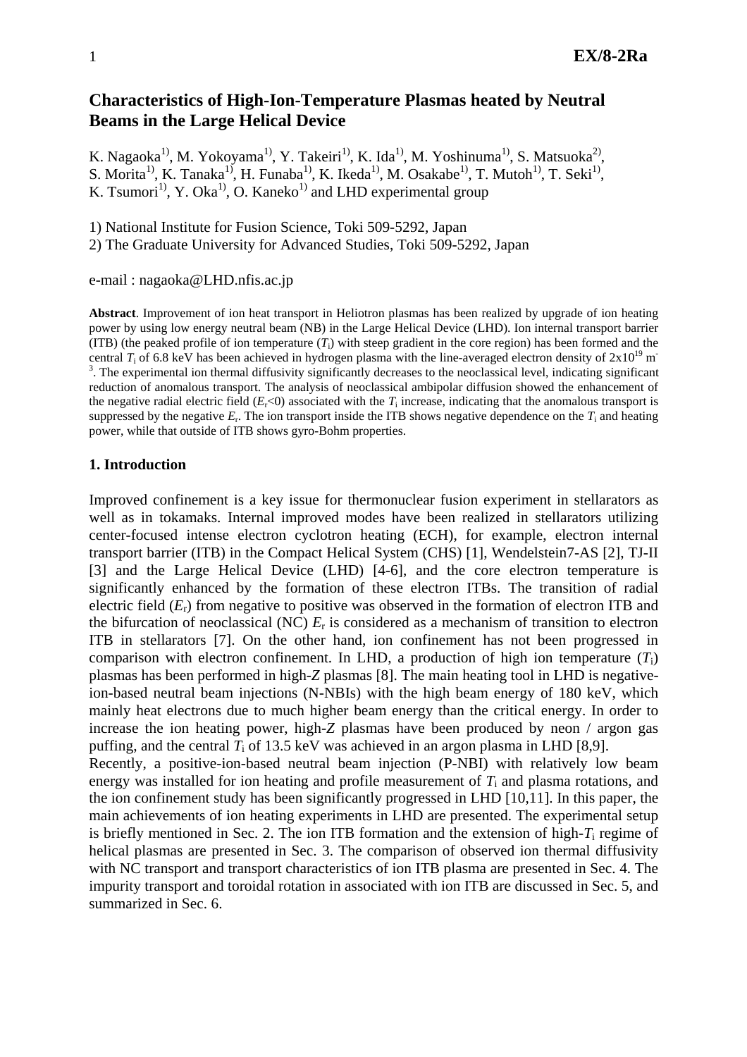# Characteristics of High-Ion-Temperature Plasmas heated by Neutral Beams in the Large Helical Device

K. Nagaoka[1)], M. Yokoyama[1)], Y. Takeiri[1)], K. Ida[1)], M. Yoshinuma[1)], S. Matsuoka[2)], S. Morita[1)], K. Tanaka[1)], H. Funaba[1)], K. Ikeda[1)], M. Osakabe[1)], T. Mutoh[1)], T. Seki[1)], K. Tsumori[1)], Y. Oka[1)], O. Kaneko[1)] and LHD experimental group

1) National Institute for Fusion Science, Toki 509-5292, Japan
2) The Graduate University for Advanced Studies, Toki 509-5292, Japan

e-mail : nagaoka@LHD.nfis.ac.jp

**Abstract**. Improvement of ion heat transport in Heliotron plasmas has been realized by upgrade of ion heating power by using low energy neutral beam (NB) in the Large Helical Device (LHD). Ion internal transport barrier (ITB) (the peaked profile of ion temperature ($T_i$) with steep gradient in the core region) has been formed and the central $T_i$ of 6.8 keV has been achieved in hydrogen plasma with the line-averaged electron density of $2x10^{19}$ m$^{-3}$. The experimental ion thermal diffusivity significantly decreases to the neoclassical level, indicating significant reduction of anomalous transport. The analysis of neoclassical ambipolar diffusion showed the enhancement of the negative radial electric field ($E_r$<0) associated with the $T_i$ increase, indicating that the anomalous transport is suppressed by the negative $E_r$. The ion transport inside the ITB shows negative dependence on the $T_i$ and heating power, while that outside of ITB shows gyro-Bohm properties.

## 1. Introduction

Improved confinement is a key issue for thermonuclear fusion experiment in stellarators as well as in tokamaks. Internal improved modes have been realized in stellarators utilizing center-focused intense electron cyclotron heating (ECH), for example, electron internal transport barrier (ITB) in the Compact Helical System (CHS) [1], Wendelstein7-AS [2], TJ-II [3] and the Large Helical Device (LHD) [4-6], and the core electron temperature is significantly enhanced by the formation of these electron ITBs. The transition of radial electric field ($E_r$) from negative to positive was observed in the formation of electron ITB and the bifurcation of neoclassical (NC) $E_r$ is considered as a mechanism of transition to electron ITB in stellarators [7]. On the other hand, ion confinement has not been progressed in comparison with electron confinement. In LHD, a production of high ion temperature ($T_i$) plasmas has been performed in high-*Z* plasmas [8]. The main heating tool in LHD is negative-ion-based neutral beam injections (N-NBIs) with the high beam energy of 180 keV, which mainly heat electrons due to much higher beam energy than the critical energy. In order to increase the ion heating power, high-*Z* plasmas have been produced by neon / argon gas puffing, and the central $T_i$ of 13.5 keV was achieved in an argon plasma in LHD [8,9].
Recently, a positive-ion-based neutral beam injection (P-NBI) with relatively low beam energy was installed for ion heating and profile measurement of $T_i$ and plasma rotations, and the ion confinement study has been significantly progressed in LHD [10,11]. In this paper, the main achievements of ion heating experiments in LHD are presented. The experimental setup is briefly mentioned in Sec. 2. The ion ITB formation and the extension of high-$T_i$ regime of helical plasmas are presented in Sec. 3. The comparison of observed ion thermal diffusivity with NC transport and transport characteristics of ion ITB plasma are presented in Sec. 4. The impurity transport and toroidal rotation in associated with ion ITB are discussed in Sec. 5, and summarized in Sec. 6.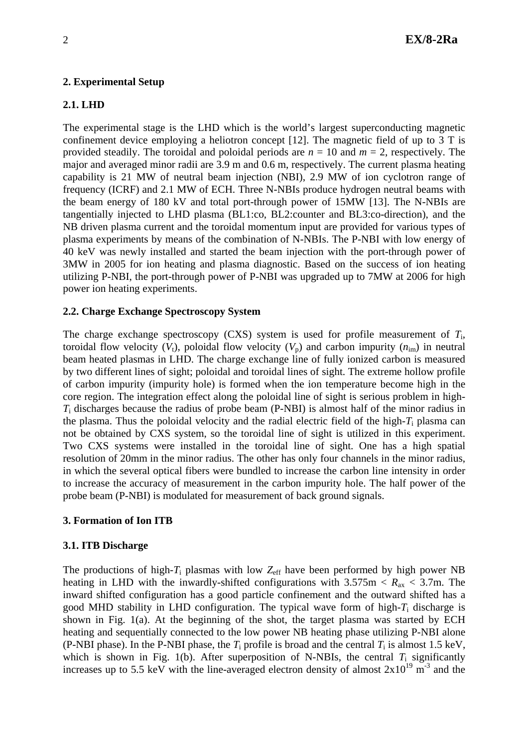## 2. Experimental Setup

### 2.1. LHD

The experimental stage is the LHD which is the world's largest superconducting magnetic confinement device employing a heliotron concept [12]. The magnetic field of up to 3 T is provided steadily. The toroidal and poloidal periods are $n$ = 10 and $m$ = 2, respectively. The major and averaged minor radii are 3.9 m and 0.6 m, respectively. The current plasma heating capability is 21 MW of neutral beam injection (NBI), 2.9 MW of ion cyclotron range of frequency (ICRF) and 2.1 MW of ECH. Three N-NBIs produce hydrogen neutral beams with the beam energy of 180 kV and total port-through power of 15MW [13]. The N-NBIs are tangentially injected to LHD plasma (BL1:co, BL2:counter and BL3:co-direction), and the NB driven plasma current and the toroidal momentum input are provided for various types of plasma experiments by means of the combination of N-NBIs. The P-NBI with low energy of 40 keV was newly installed and started the beam injection with the port-through power of 3MW in 2005 for ion heating and plasma diagnostic. Based on the success of ion heating utilizing P-NBI, the port-through power of P-NBI was upgraded up to 7MW at 2006 for high power ion heating experiments.

### 2.2. Charge Exchange Spectroscopy System

The charge exchange spectroscopy (CXS) system is used for profile measurement of $T_i$, toroidal flow velocity ($V_t$), poloidal flow velocity ($V_p$) and carbon impurity ($n_{im}$) in neutral beam heated plasmas in LHD. The charge exchange line of fully ionized carbon is measured by two different lines of sight; poloidal and toroidal lines of sight. The extreme hollow profile of carbon impurity (impurity hole) is formed when the ion temperature become high in the core region. The integration effect along the poloidal line of sight is serious problem in high-$T_i$ discharges because the radius of probe beam (P-NBI) is almost half of the minor radius in the plasma. Thus the poloidal velocity and the radial electric field of the high-$T_i$ plasma can not be obtained by CXS system, so the toroidal line of sight is utilized in this experiment. Two CXS systems were installed in the toroidal line of sight. One has a high spatial resolution of 20mm in the minor radius. The other has only four channels in the minor radius, in which the several optical fibers were bundled to increase the carbon line intensity in order to increase the accuracy of measurement in the carbon impurity hole. The half power of the probe beam (P-NBI) is modulated for measurement of back ground signals.

## 3. Formation of Ion ITB

### 3.1. ITB Discharge

The productions of high-$T_i$ plasmas with low $Z_{eff}$ have been performed by high power NB heating in LHD with the inwardly-shifted configurations with 3.575m < $R_{ax}$ < 3.7m. The inward shifted configuration has a good particle confinement and the outward shifted has a good MHD stability in LHD configuration. The typical wave form of high-$T_i$ discharge is shown in Fig. 1(a). At the beginning of the shot, the target plasma was started by ECH heating and sequentially connected to the low power NB heating phase utilizing P-NBI alone (P-NBI phase). In the P-NBI phase, the $T_i$ profile is broad and the central $T_i$ is almost 1.5 keV, which is shown in Fig. 1(b). After superposition of N-NBIs, the central $T_i$ significantly increases up to 5.5 keV with the line-averaged electron density of almost $2\text{x}10^{19}$ $\text{m}^{-3}$ and the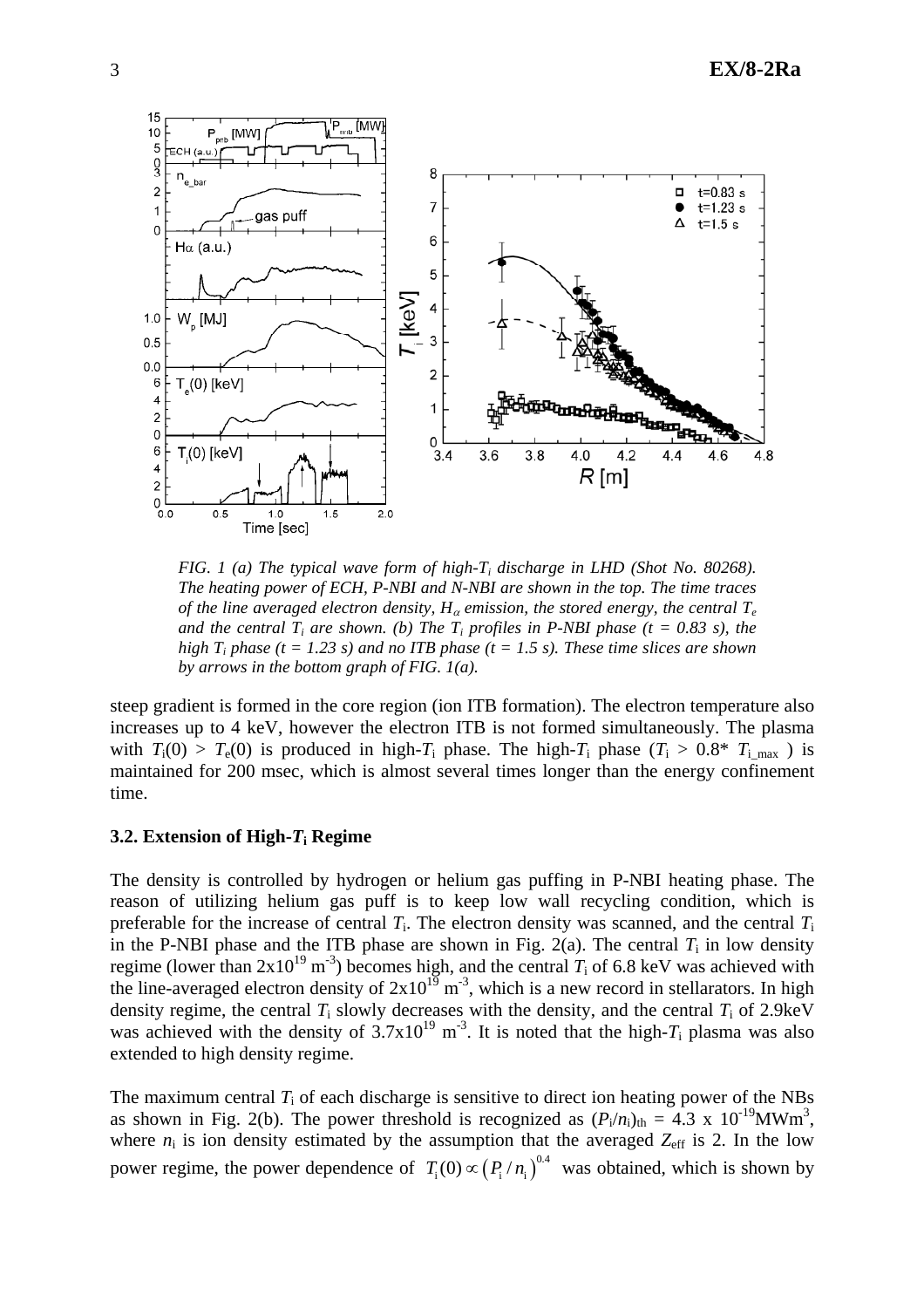*FIG. 1 (a) The typical wave form of high-$T_i$ discharge in LHD (Shot No. 80268). The heating power of ECH, P-NBI and N-NBI are shown in the top. The time traces of the line averaged electron density, $H_\alpha$ emission, the stored energy, the central $T_e$ and the central $T_i$ are shown. (b) The $T_i$ profiles in P-NBI phase (t = 0.83 s), the high $T_i$ phase (t = 1.23 s) and no ITB phase (t = 1.5 s). These time slices are shown by arrows in the bottom graph of FIG. 1(a).*

steep gradient is formed in the core region (ion ITB formation). The electron temperature also increases up to 4 keV, however the electron ITB is not formed simultaneously. The plasma with $T_i(0) > T_e(0)$ is produced in high-$T_i$ phase. The high-$T_i$ phase ($T_i > 0.8^* T_{i\_max}$ ) is maintained for 200 msec, which is almost several times longer than the energy confinement time.

### 3.2. Extension of High-$T_i$ Regime

The density is controlled by hydrogen or helium gas puffing in P-NBI heating phase. The reason of utilizing helium gas puff is to keep low wall recycling condition, which is preferable for the increase of central $T_i$. The electron density was scanned, and the central $T_i$ in the P-NBI phase and the ITB phase are shown in Fig. 2(a). The central $T_i$ in low density regime (lower than $2\text{x}10^{19}$ $\text{m}^{-3}$) becomes high, and the central $T_i$ of 6.8 keV was achieved with the line-averaged electron density of $2\text{x}10^{19}$ $\text{m}^{-3}$, which is a new record in stellarators. In high density regime, the central $T_i$ slowly decreases with the density, and the central $T_i$ of 2.9keV was achieved with the density of $3.7\text{x}10^{19}$ $\text{m}^{-3}$. It is noted that the high-$T_i$ plasma was also extended to high density regime.

The maximum central $T_i$ of each discharge is sensitive to direct ion heating power of the NBs as shown in Fig. 2(b). The power threshold is recognized as $(P_i/n_i)_{th} = 4.3 \text{ x } 10^{-19}\text{MWm}^3$, where $n_i$ is ion density estimated by the assumption that the averaged $Z_{eff}$ is 2. In the low power regime, the power dependence of $T_i(0) \propto (P_i/n_i)^{0.4}$ was obtained, which is shown by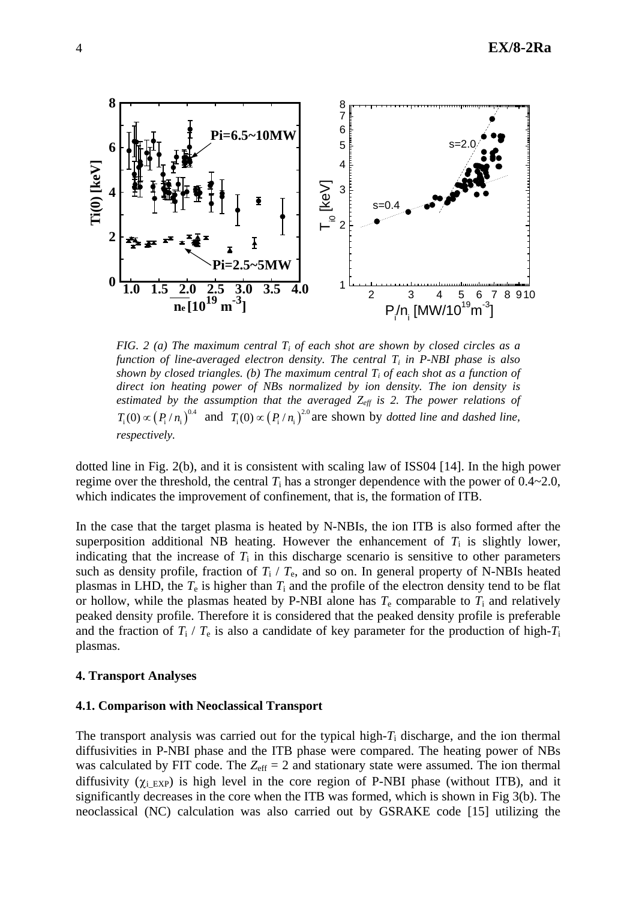*FIG. 2 (a) The maximum central $T_i$ of each shot are shown by closed circles as a function of line-averaged electron density. The central $T_i$ in P-NBI phase is also shown by closed triangles. (b) The maximum central $T_i$ of each shot as a function of direct ion heating power of NBs normalized by ion density. The ion density is estimated by the assumption that the averaged $Z_{eff}$ is 2. The power relations of* $T_i(0) \propto (P_i / n_i)^{0.4}$ and $T_i(0) \propto (P_i / n_i)^{2.0}$ are shown by *dotted line and dashed line, respectively.*

dotted line in Fig. 2(b), and it is consistent with scaling law of ISS04 [14]. In the high power regime over the threshold, the central $T_i$ has a stronger dependence with the power of 0.4~2.0, which indicates the improvement of confinement, that is, the formation of ITB.

In the case that the target plasma is heated by N-NBIs, the ion ITB is also formed after the superposition additional NB heating. However the enhancement of $T_i$ is slightly lower, indicating that the increase of $T_i$ in this discharge scenario is sensitive to other parameters such as density profile, fraction of $T_i$ / $T_e$, and so on. In general property of N-NBIs heated plasmas in LHD, the $T_e$ is higher than $T_i$ and the profile of the electron density tend to be flat or hollow, while the plasmas heated by P-NBI alone has $T_e$ comparable to $T_i$ and relatively peaked density profile. Therefore it is considered that the peaked density profile is preferable and the fraction of $T_i$ / $T_e$ is also a candidate of key parameter for the production of high-$T_i$ plasmas.

## 4. Transport Analyses

### 4.1. Comparison with Neoclassical Transport

The transport analysis was carried out for the typical high-$T_i$ discharge, and the ion thermal diffusivities in P-NBI phase and the ITB phase were compared. The heating power of NBs was calculated by FIT code. The $Z_{eff}$ = 2 and stationary state were assumed. The ion thermal diffusivity ($\chi_{i\_EXP}$) is high level in the core region of P-NBI phase (without ITB), and it significantly decreases in the core when the ITB was formed, which is shown in Fig 3(b). The neoclassical (NC) calculation was also carried out by GSRAKE code [15] utilizing the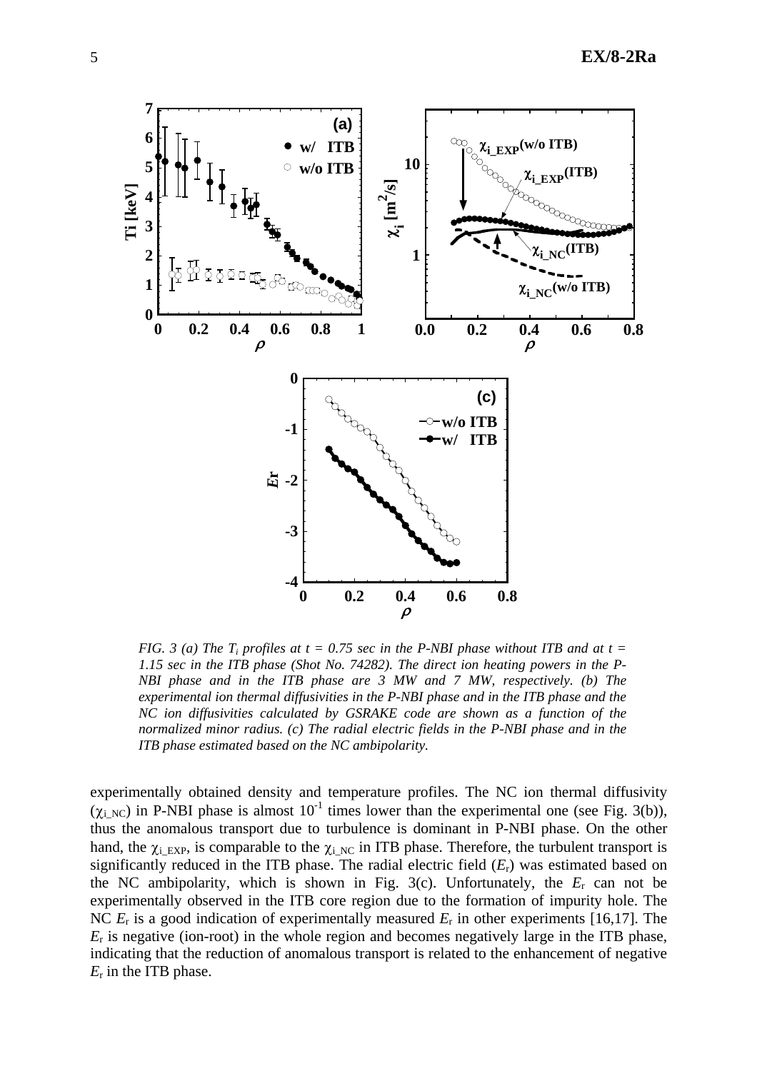*FIG. 3 (a) The $T_i$ profiles at t = 0.75 sec in the P-NBI phase without ITB and at t = 1.15 sec in the ITB phase (Shot No. 74282). The direct ion heating powers in the P-NBI phase and in the ITB phase are 3 MW and 7 MW, respectively. (b) The experimental ion thermal diffusivities in the P-NBI phase and in the ITB phase and the NC ion diffusivities calculated by GSRAKE code are shown as a function of the normalized minor radius. (c) The radial electric fields in the P-NBI phase and in the ITB phase estimated based on the NC ambipolarity.*

experimentally obtained density and temperature profiles. The NC ion thermal diffusivity ($\chi_{i\_NC}$) in P-NBI phase is almost $10^{-1}$ times lower than the experimental one (see Fig. 3(b)), thus the anomalous transport due to turbulence is dominant in P-NBI phase. On the other hand, the $\chi_{i\_EXP}$, is comparable to the $\chi_{i\_NC}$ in ITB phase. Therefore, the turbulent transport is significantly reduced in the ITB phase. The radial electric field ($E_r$) was estimated based on the NC ambipolarity, which is shown in Fig. 3(c). Unfortunately, the $E_r$ can not be experimentally observed in the ITB core region due to the formation of impurity hole. The NC $E_r$ is a good indication of experimentally measured $E_r$ in other experiments [16,17]. The $E_r$ is negative (ion-root) in the whole region and becomes negatively large in the ITB phase, indicating that the reduction of anomalous transport is related to the enhancement of negative $E_r$ in the ITB phase.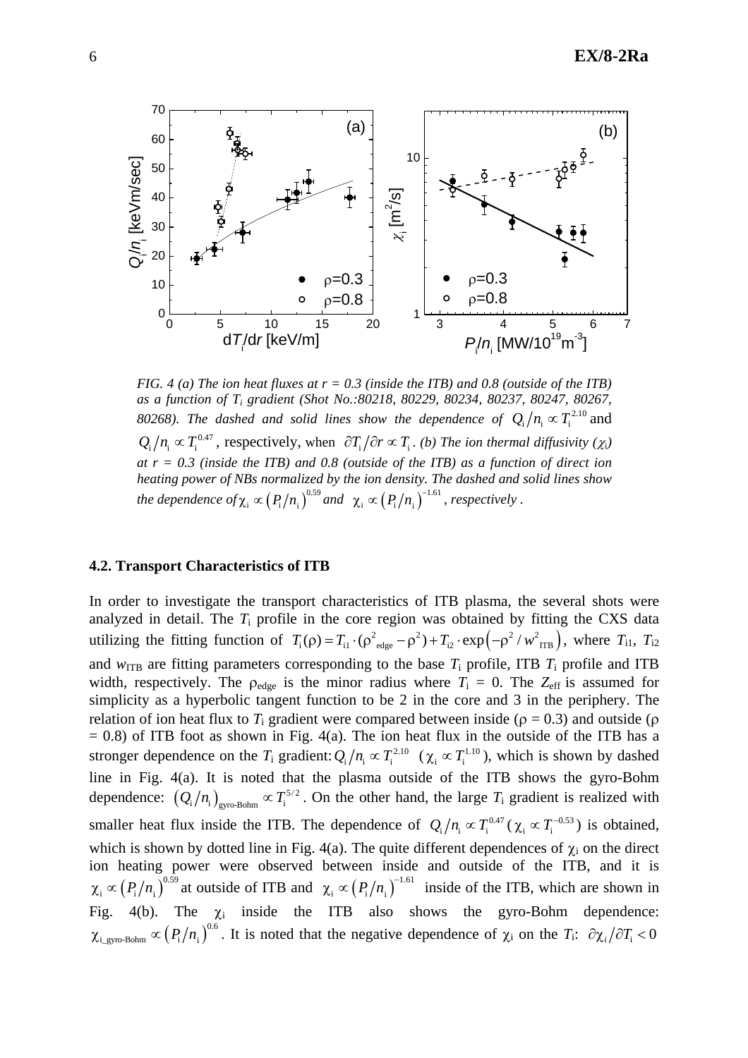*FIG. 4 (a) The ion heat fluxes at r = 0.3 (inside the ITB) and 0.8 (outside of the ITB) as a function of $T_i$ gradient (Shot No.:80218, 80229, 80234, 80237, 80247, 80267, 80268). The dashed and solid lines show the dependence of* $Q_i/n_i \propto T_i^{2.10}$ and $Q_i/n_i \propto T_i^{0.47}$, respectively, when $\partial T_i/\partial r \propto T_i$. *(b) The ion thermal diffusivity ($\chi_i$) at r = 0.3 (inside the ITB) and 0.8 (outside of the ITB) as a function of direct ion heating power of NBs normalized by the ion density. The dashed and solid lines show the dependence of* $\chi_i \propto (P_i/n_i)^{0.59}$ *and* $\chi_i \propto (P_i/n_i)^{-1.61}$*, respectively .*

### 4.2. Transport Characteristics of ITB

In order to investigate the transport characteristics of ITB plasma, the several shots were analyzed in detail. The $T_i$ profile in the core region was obtained by fitting the CXS data utilizing the fitting function of $T_i(\rho) = T_{i1} \cdot (\rho^2_{edge} - \rho^2) + T_{i2} \cdot \exp\left(-\rho^2 / w^2_{ITB}\right)$, where $T_{i1}$, $T_{i2}$ and $w_{ITB}$ are fitting parameters corresponding to the base $T_i$ profile, ITB $T_i$ profile and ITB width, respectively. The $\rho_{edge}$ is the minor radius where $T_i$ = 0. The $Z_{eff}$ is assumed for simplicity as a hyperbolic tangent function to be 2 in the core and 3 in the periphery. The relation of ion heat flux to $T_i$ gradient were compared between inside ($\rho$ = 0.3) and outside ($\rho$ = 0.8) of ITB foot as shown in Fig. 4(a). The ion heat flux in the outside of the ITB has a stronger dependence on the $T_i$ gradient: $Q_i/n_i \propto T_i^{2.10}$ ($\chi_i \propto T_i^{1.10}$), which is shown by dashed line in Fig. 4(a). It is noted that the plasma outside of the ITB shows the gyro-Bohm dependence: $\left(Q_i/n_i\right)_{gyro\text{-}Bohm} \propto T_i^{5/2}$. On the other hand, the large $T_i$ gradient is realized with smaller heat flux inside the ITB. The dependence of $Q_i/n_i \propto T_i^{0.47}$ ($\chi_i \propto T_i^{-0.53}$) is obtained, which is shown by dotted line in Fig. 4(a). The quite different dependences of $\chi_i$ on the direct ion heating power were observed between inside and outside of the ITB, and it is $\chi_i \propto \left(P_i/n_i\right)^{0.59}$ at outside of ITB and $\chi_i \propto \left(P_i/n_i\right)^{-1.61}$ inside of the ITB, which are shown in Fig. 4(b). The $\chi_i$ inside the ITB also shows the gyro-Bohm dependence: $\chi_{i\_gyro\text{-}Bohm} \propto \left(P_i/n_i\right)^{0.6}$. It is noted that the negative dependence of $\chi_i$ on the $T_i$: $\partial\chi_i/\partial T_i < 0$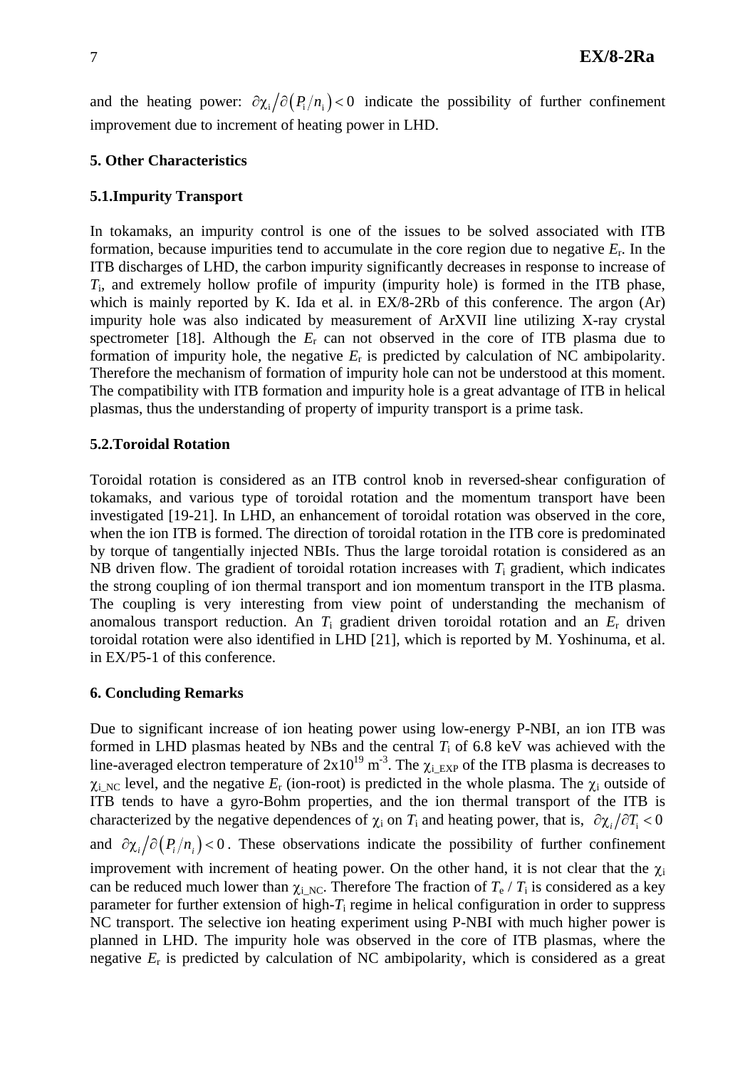and the heating power: $\partial \chi_i / \partial (P_i/n_i) < 0$ indicate the possibility of further confinement improvement due to increment of heating power in LHD.

### 5. Other Characteristics

### 5.1.Impurity Transport

In tokamaks, an impurity control is one of the issues to be solved associated with ITB formation, because impurities tend to accumulate in the core region due to negative $E_r$. In the ITB discharges of LHD, the carbon impurity significantly decreases in response to increase of $T_i$, and extremely hollow profile of impurity (impurity hole) is formed in the ITB phase, which is mainly reported by K. Ida et al. in EX/8-2Rb of this conference. The argon (Ar) impurity hole was also indicated by measurement of ArXVII line utilizing X-ray crystal spectrometer [18]. Although the $E_r$ can not observed in the core of ITB plasma due to formation of impurity hole, the negative $E_r$ is predicted by calculation of NC ambipolarity. Therefore the mechanism of formation of impurity hole can not be understood at this moment. The compatibility with ITB formation and impurity hole is a great advantage of ITB in helical plasmas, thus the understanding of property of impurity transport is a prime task.

### 5.2.Toroidal Rotation

Toroidal rotation is considered as an ITB control knob in reversed-shear configuration of tokamaks, and various type of toroidal rotation and the momentum transport have been investigated [19-21]. In LHD, an enhancement of toroidal rotation was observed in the core, when the ion ITB is formed. The direction of toroidal rotation in the ITB core is predominated by torque of tangentially injected NBIs. Thus the large toroidal rotation is considered as an NB driven flow. The gradient of toroidal rotation increases with $T_i$ gradient, which indicates the strong coupling of ion thermal transport and ion momentum transport in the ITB plasma. The coupling is very interesting from view point of understanding the mechanism of anomalous transport reduction. An $T_i$ gradient driven toroidal rotation and an $E_r$ driven toroidal rotation were also identified in LHD [21], which is reported by M. Yoshinuma, et al. in EX/P5-1 of this conference.

### 6. Concluding Remarks

Due to significant increase of ion heating power using low-energy P-NBI, an ion ITB was formed in LHD plasmas heated by NBs and the central $T_i$ of 6.8 keV was achieved with the line-averaged electron temperature of $2\text{x}10^{19}$ $\text{m}^{-3}$. The $\chi_{i\_EXP}$ of the ITB plasma is decreases to $\chi_{i\_NC}$ level, and the negative $E_r$ (ion-root) is predicted in the whole plasma. The $\chi_i$ outside of ITB tends to have a gyro-Bohm properties, and the ion thermal transport of the ITB is characterized by the negative dependences of $\chi_i$ on $T_i$ and heating power, that is, $\partial \chi_i / \partial T_i < 0$ and $\partial \chi_i / \partial (P_i/n_i) < 0$. These observations indicate the possibility of further confinement improvement with increment of heating power. On the other hand, it is not clear that the $\chi_i$ can be reduced much lower than $\chi_{i\_NC}$. Therefore The fraction of $T_e$ / $T_i$ is considered as a key parameter for further extension of high-$T_i$ regime in helical configuration in order to suppress NC transport. The selective ion heating experiment using P-NBI with much higher power is planned in LHD. The impurity hole was observed in the core of ITB plasmas, where the negative $E_r$ is predicted by calculation of NC ambipolarity, which is considered as a great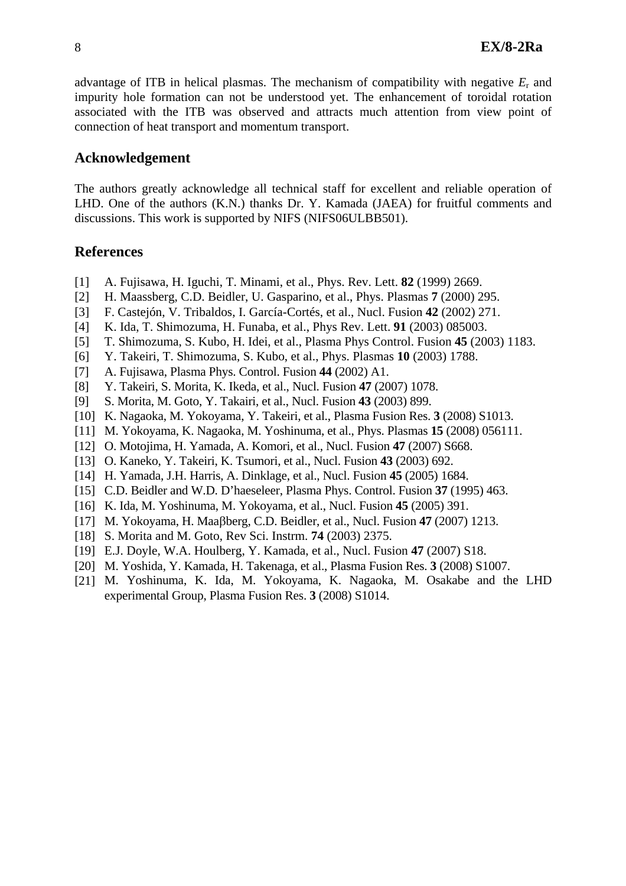advantage of ITB in helical plasmas. The mechanism of compatibility with negative $E_r$ and impurity hole formation can not be understood yet. The enhancement of toroidal rotation associated with the ITB was observed and attracts much attention from view point of connection of heat transport and momentum transport.

## Acknowledgement

The authors greatly acknowledge all technical staff for excellent and reliable operation of LHD. One of the authors (K.N.) thanks Dr. Y. Kamada (JAEA) for fruitful comments and discussions. This work is supported by NIFS (NIFS06ULBB501).

## References

[1] A. Fujisawa, H. Iguchi, T. Minami, et al., Phys. Rev. Lett. **82** (1999) 2669.
[2] H. Maassberg, C.D. Beidler, U. Gasparino, et al., Phys. Plasmas **7** (2000) 295.
[3] F. Castejón, V. Tribaldos, I. García-Cortés, et al., Nucl. Fusion **42** (2002) 271.
[4] K. Ida, T. Shimozuma, H. Funaba, et al., Phys Rev. Lett. **91** (2003) 085003.
[5] T. Shimozuma, S. Kubo, H. Idei, et al., Plasma Phys Control. Fusion **45** (2003) 1183.
[6] Y. Takeiri, T. Shimozuma, S. Kubo, et al., Phys. Plasmas **10** (2003) 1788.
[7] A. Fujisawa, Plasma Phys. Control. Fusion **44** (2002) A1.
[8] Y. Takeiri, S. Morita, K. Ikeda, et al., Nucl. Fusion **47** (2007) 1078.
[9] S. Morita, M. Goto, Y. Takairi, et al., Nucl. Fusion **43** (2003) 899.
[10] K. Nagaoka, M. Yokoyama, Y. Takeiri, et al., Plasma Fusion Res. **3** (2008) S1013.
[11] M. Yokoyama, K. Nagaoka, M. Yoshinuma, et al., Phys. Plasmas **15** (2008) 056111.
[12] O. Motojima, H. Yamada, A. Komori, et al., Nucl. Fusion **47** (2007) S668.
[13] O. Kaneko, Y. Takeiri, K. Tsumori, et al., Nucl. Fusion **43** (2003) 692.
[14] H. Yamada, J.H. Harris, A. Dinklage, et al., Nucl. Fusion **45** (2005) 1684.
[15] C.D. Beidler and W.D. D'haeseleer, Plasma Phys. Control. Fusion **37** (1995) 463.
[16] K. Ida, M. Yoshinuma, M. Yokoyama, et al., Nucl. Fusion **45** (2005) 391.
[17] M. Yokoyama, H. Maaβberg, C.D. Beidler, et al., Nucl. Fusion **47** (2007) 1213.
[18] S. Morita and M. Goto, Rev Sci. Instrm. **74** (2003) 2375.
[19] E.J. Doyle, W.A. Houlberg, Y. Kamada, et al., Nucl. Fusion **47** (2007) S18.
[20] M. Yoshida, Y. Kamada, H. Takenaga, et al., Plasma Fusion Res. **3** (2008) S1007.
[21] M. Yoshinuma, K. Ida, M. Yokoyama, K. Nagaoka, M. Osakabe and the LHD experimental Group, Plasma Fusion Res. **3** (2008) S1014.